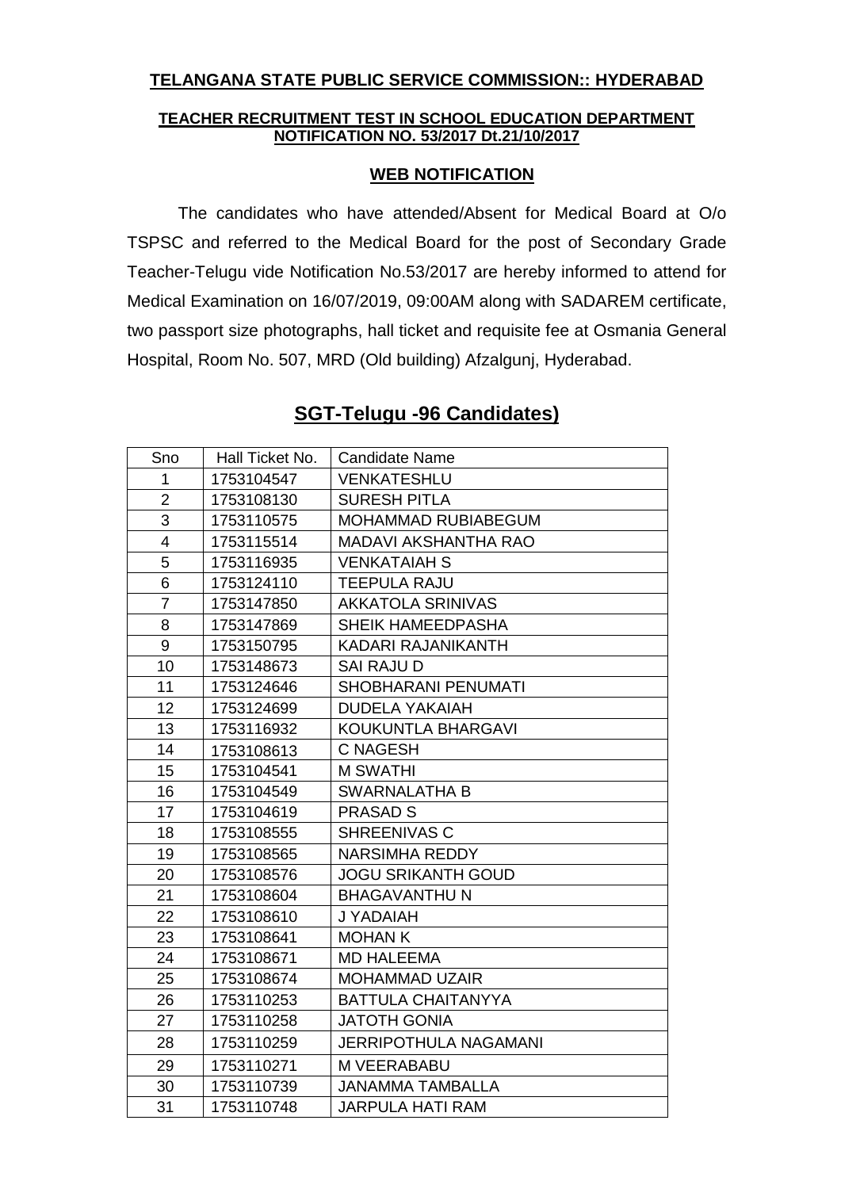**TELANGANA STATE PUBLIC SERVICE COMMISSION:: HYDERABAD**

**TEACHER RECRUITMENT TEST IN SCHOOL EDUCATION DEPARTMENT**
**NOTIFICATION NO. 53/2017 Dt.21/10/2017**

**WEB NOTIFICATION**

The candidates who have attended/Absent for Medical Board at O/o TSPSC and referred to the Medical Board for the post of Secondary Grade Teacher-Telugu vide Notification No.53/2017 are hereby informed to attend for Medical Examination on 16/07/2019, 09:00AM along with SADAREM certificate, two passport size photographs, hall ticket and requisite fee at Osmania General Hospital, Room No. 507, MRD (Old building) Afzalgunj, Hyderabad.

## SGT-Telugu -96 Candidates)

| Sno | Hall Ticket No. | Candidate Name |
|---|---|---|
| 1 | 1753104547 | VENKATESHLU |
| 2 | 1753108130 | SURESH PITLA |
| 3 | 1753110575 | MOHAMMAD RUBIABEGUM |
| 4 | 1753115514 | MADAVI AKSHANTHA RAO |
| 5 | 1753116935 | VENKATAIAH S |
| 6 | 1753124110 | TEEPULA RAJU |
| 7 | 1753147850 | AKKATOLA SRINIVAS |
| 8 | 1753147869 | SHEIK HAMEEDPASHA |
| 9 | 1753150795 | KADARI RAJANIKANTH |
| 10 | 1753148673 | SAI RAJU D |
| 11 | 1753124646 | SHOBHARANI PENUMATI |
| 12 | 1753124699 | DUDELA YAKAIAH |
| 13 | 1753116932 | KOUKUNTLA BHARGAVI |
| 14 | 1753108613 | C NAGESH |
| 15 | 1753104541 | M SWATHI |
| 16 | 1753104549 | SWARNALATHA B |
| 17 | 1753104619 | PRASAD S |
| 18 | 1753108555 | SHREENIVAS C |
| 19 | 1753108565 | NARSIMHA REDDY |
| 20 | 1753108576 | JOGU SRIKANTH GOUD |
| 21 | 1753108604 | BHAGAVANTHU N |
| 22 | 1753108610 | J YADAIAH |
| 23 | 1753108641 | MOHAN K |
| 24 | 1753108671 | MD HALEEMA |
| 25 | 1753108674 | MOHAMMAD UZAIR |
| 26 | 1753110253 | BATTULA CHAITANYYA |
| 27 | 1753110258 | JATOTH GONIA |
| 28 | 1753110259 | JERRIPOTHULA NAGAMANI |
| 29 | 1753110271 | M VEERABABU |
| 30 | 1753110739 | JANAMMA TAMBALLA |
| 31 | 1753110748 | JARPULA HATI RAM |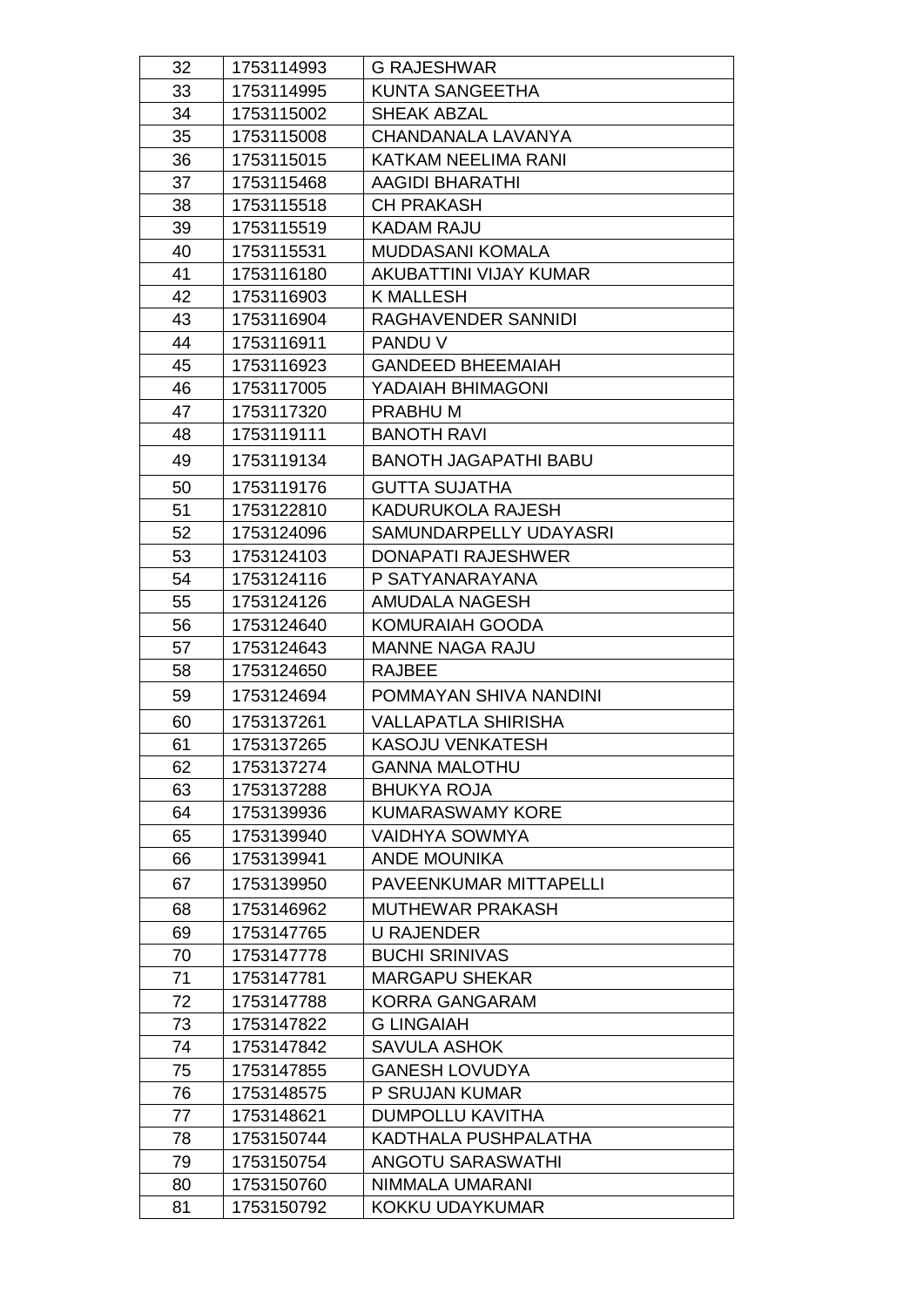| 32 | 1753114993 | G RAJESHWAR |
|---|---|---|
| 33 | 1753114995 | KUNTA SANGEETHA |
| 34 | 1753115002 | SHEAK ABZAL |
| 35 | 1753115008 | CHANDANALA LAVANYA |
| 36 | 1753115015 | KATKAM NEELIMA RANI |
| 37 | 1753115468 | AAGIDI BHARATHI |
| 38 | 1753115518 | CH PRAKASH |
| 39 | 1753115519 | KADAM RAJU |
| 40 | 1753115531 | MUDDASANI KOMALA |
| 41 | 1753116180 | AKUBATTINI VIJAY KUMAR |
| 42 | 1753116903 | K MALLESH |
| 43 | 1753116904 | RAGHAVENDER SANNIDI |
| 44 | 1753116911 | PANDU V |
| 45 | 1753116923 | GANDEED BHEEMAIAH |
| 46 | 1753117005 | YADAIAH BHIMAGONI |
| 47 | 1753117320 | PRABHU M |
| 48 | 1753119111 | BANOTH RAVI |
| 49 | 1753119134 | BANOTH JAGAPATHI BABU |
| 50 | 1753119176 | GUTTA SUJATHA |
| 51 | 1753122810 | KADURUKOLA RAJESH |
| 52 | 1753124096 | SAMUNDARPELLY UDAYASRI |
| 53 | 1753124103 | DONAPATI RAJESHWER |
| 54 | 1753124116 | P SATYANARAYANA |
| 55 | 1753124126 | AMUDALA NAGESH |
| 56 | 1753124640 | KOMURAIAH GOODA |
| 57 | 1753124643 | MANNE NAGA RAJU |
| 58 | 1753124650 | RAJBEE |
| 59 | 1753124694 | POMMAYAN SHIVA NANDINI |
| 60 | 1753137261 | VALLAPATLA SHIRISHA |
| 61 | 1753137265 | KASOJU VENKATESH |
| 62 | 1753137274 | GANNA MALOTHU |
| 63 | 1753137288 | BHUKYA ROJA |
| 64 | 1753139936 | KUMARASWAMY KORE |
| 65 | 1753139940 | VAIDHYA SOWMYA |
| 66 | 1753139941 | ANDE MOUNIKA |
| 67 | 1753139950 | PAVEENKUMAR MITTAPELLI |
| 68 | 1753146962 | MUTHEWAR PRAKASH |
| 69 | 1753147765 | U RAJENDER |
| 70 | 1753147778 | BUCHI SRINIVAS |
| 71 | 1753147781 | MARGAPU SHEKAR |
| 72 | 1753147788 | KORRA GANGARAM |
| 73 | 1753147822 | G LINGAIAH |
| 74 | 1753147842 | SAVULA ASHOK |
| 75 | 1753147855 | GANESH LOVUDYA |
| 76 | 1753148575 | P SRUJAN KUMAR |
| 77 | 1753148621 | DUMPOLLU KAVITHA |
| 78 | 1753150744 | KADTHALA PUSHPALATHA |
| 79 | 1753150754 | ANGOTU SARASWATHI |
| 80 | 1753150760 | NIMMALA UMARANI |
| 81 | 1753150792 | KOKKU UDAYKUMAR |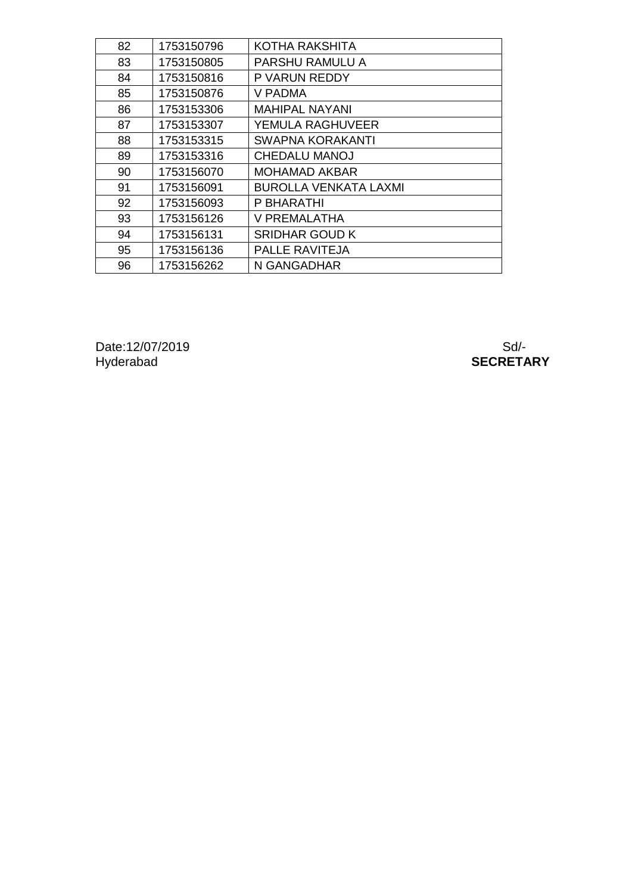| | | |
|---|---|---|
| 82 | 1753150796 | KOTHA RAKSHITA |
| 83 | 1753150805 | PARSHU RAMULU A |
| 84 | 1753150816 | P VARUN REDDY |
| 85 | 1753150876 | V PADMA |
| 86 | 1753153306 | MAHIPAL NAYANI |
| 87 | 1753153307 | YEMULA RAGHUVEER |
| 88 | 1753153315 | SWAPNA KORAKANTI |
| 89 | 1753153316 | CHEDALU MANOJ |
| 90 | 1753156070 | MOHAMAD AKBAR |
| 91 | 1753156091 | BUROLLA VENKATA LAXMI |
| 92 | 1753156093 | P BHARATHI |
| 93 | 1753156126 | V PREMALATHA |
| 94 | 1753156131 | SRIDHAR GOUD K |
| 95 | 1753156136 | PALLE RAVITEJA |
| 96 | 1753156262 | N GANGADHAR |

Date:12/07/2019
Hyderabad

Sd/-
**SECRETARY**